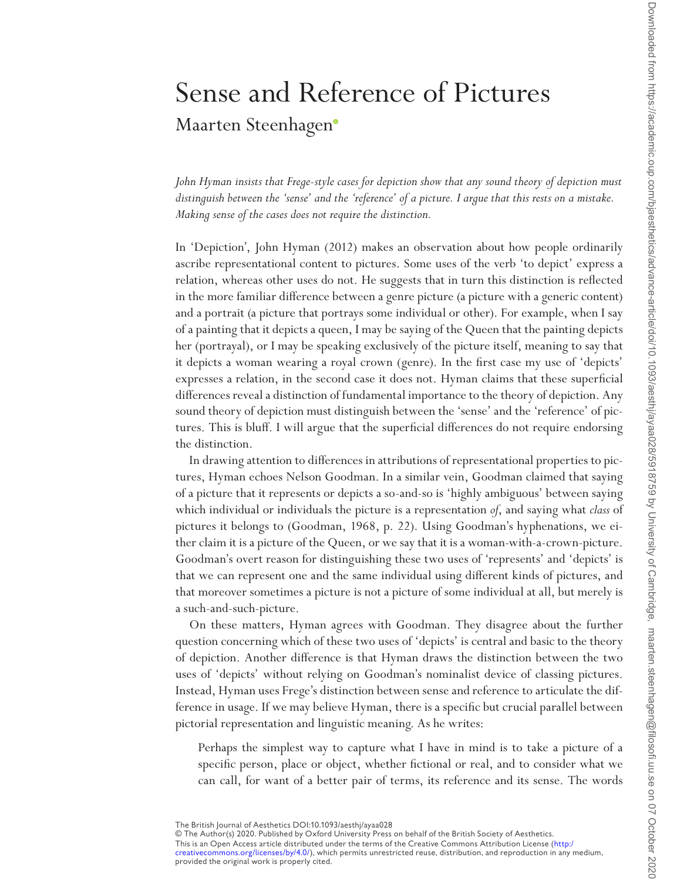# Sense and Reference of Pictures

Maarten Steenhagen

*John Hyman insists that Frege-style cases for depiction show that any sound theory of depiction must distinguish between the 'sense' and the 'reference' of a picture. I argue that this rests on a mistake. Making sense of the cases does not require the distinction.*

In 'Depiction', John Hyman (2012) makes an observation about how people ordinarily ascribe representational content to pictures. Some uses of the verb 'to depict' express a relation, whereas other uses do not. He suggests that in turn this distinction is reflected in the more familiar difference between a genre picture (a picture with a generic content) and a portrait (a picture that portrays some individual or other). For example, when I say of a painting that it depicts a queen, I may be saying of the Queen that the painting depicts her (portrayal), or I may be speaking exclusively of the picture itself, meaning to say that it depicts a woman wearing a royal crown (genre). In the first case my use of 'depicts' expresses a relation, in the second case it does not. Hyman claims that these superficial differences reveal a distinction of fundamental importance to the theory of depiction. Any sound theory of depiction must distinguish between the 'sense' and the 'reference' of pictures. This is bluff. I will argue that the superficial differences do not require endorsing the distinction.

In drawing attention to differences in attributions of representational properties to pictures, Hyman echoes Nelson Goodman. In a similar vein, Goodman claimed that saying of a picture that it represents or depicts a so-and-so is 'highly ambiguous' between saying which individual or individuals the picture is a representation *of*, and saying what *class* of pictures it belongs to (Goodman, 1968, p. 22). Using Goodman's hyphenations, we either claim it is a picture of the Queen, or we say that it is a woman-with-a-crown-picture. Goodman's overt reason for distinguishing these two uses of 'represents' and 'depicts' is that we can represent one and the same individual using different kinds of pictures, and that moreover sometimes a picture is not a picture of some individual at all, but merely is a such-and-such-picture.

On these matters, Hyman agrees with Goodman. They disagree about the further question concerning which of these two uses of 'depicts' is central and basic to the theory of depiction. Another difference is that Hyman draws the distinction between the two uses of 'depicts' without relying on Goodman's nominalist device of classing pictures. Instead, Hyman uses Frege's distinction between sense and reference to articulate the difference in usage. If we may believe Hyman, there is a specific but crucial parallel between pictorial representation and linguistic meaning. As he writes:

> Perhaps the simplest way to capture what I have in mind is to take a picture of a specific person, place or object, whether fictional or real, and to consider what we can call, for want of a better pair of terms, its reference and its sense. The words

The British Journal of Aesthetics DOI:10.1093/aesthj/ayaa028
© The Author(s) 2020. Published by Oxford University Press on behalf of the British Society of Aesthetics.
This is an Open Access article distributed under the terms of the Creative Commons Attribution License (http://creativecommons.org/licenses/by/4.0/), which permits unrestricted reuse, distribution, and reproduction in any medium, provided the original work is properly cited.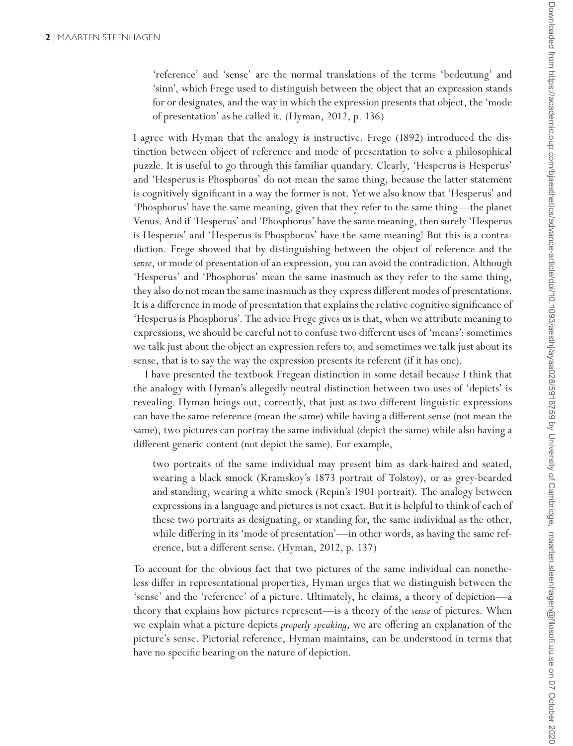> 'reference' and 'sense' are the normal translations of the terms 'bedeutung' and 'sinn', which Frege used to distinguish between the object that an expression stands for or designates, and the way in which the expression presents that object, the 'mode of presentation' as he called it. (Hyman, 2012, p. 136)

I agree with Hyman that the analogy is instructive. Frege (1892) introduced the distinction between object of reference and mode of presentation to solve a philosophical puzzle. It is useful to go through this familiar quandary. Clearly, 'Hesperus is Hesperus' and 'Hesperus is Phosphorus' do not mean the same thing, because the latter statement is cognitively significant in a way the former is not. Yet we also know that 'Hesperus' and 'Phosphorus' have the same meaning, given that they refer to the same thing—the planet Venus. And if 'Hesperus' and 'Phosphorus' have the same meaning, then surely 'Hesperus is Hesperus' and 'Hesperus is Phosphorus' have the same meaning! But this is a contradiction. Frege showed that by distinguishing between the object of reference and the *sense*, or mode of presentation of an expression, you can avoid the contradiction. Although 'Hesperus' and 'Phosphorus' mean the same inasmuch as they refer to the same thing, they also do not mean the same inasmuch as they express different modes of presentations. It is a difference in mode of presentation that explains the relative cognitive significance of 'Hesperus is Phosphorus'. The advice Frege gives us is that, when we attribute meaning to expressions, we should be careful not to confuse two different uses of 'means': sometimes we talk just about the object an expression refers to, and sometimes we talk just about its sense, that is to say the way the expression presents its referent (if it has one).

I have presented the textbook Fregean distinction in some detail because I think that the analogy with Hyman's allegedly neutral distinction between two uses of 'depicts' is revealing. Hyman brings out, correctly, that just as two different linguistic expressions can have the same reference (mean the same) while having a different sense (not mean the same), two pictures can portray the same individual (depict the same) while also having a different generic content (not depict the same). For example,

> two portraits of the same individual may present him as dark-haired and seated, wearing a black smock (Kramskoy's 1873 portrait of Tolstoy), or as grey-bearded and standing, wearing a white smock (Repin's 1901 portrait). The analogy between expressions in a language and pictures is not exact. But it is helpful to think of each of these two portraits as designating, or standing for, the same individual as the other, while differing in its 'mode of presentation'—in other words, as having the same reference, but a different sense. (Hyman, 2012, p. 137)

To account for the obvious fact that two pictures of the same individual can nonetheless differ in representational properties, Hyman urges that we distinguish between the 'sense' and the 'reference' of a picture. Ultimately, he claims, a theory of depiction—a theory that explains how pictures represent—is a theory of the *sense* of pictures. When we explain what a picture depicts *properly speaking*, we are offering an explanation of the picture's sense. Pictorial reference, Hyman maintains, can be understood in terms that have no specific bearing on the nature of depiction.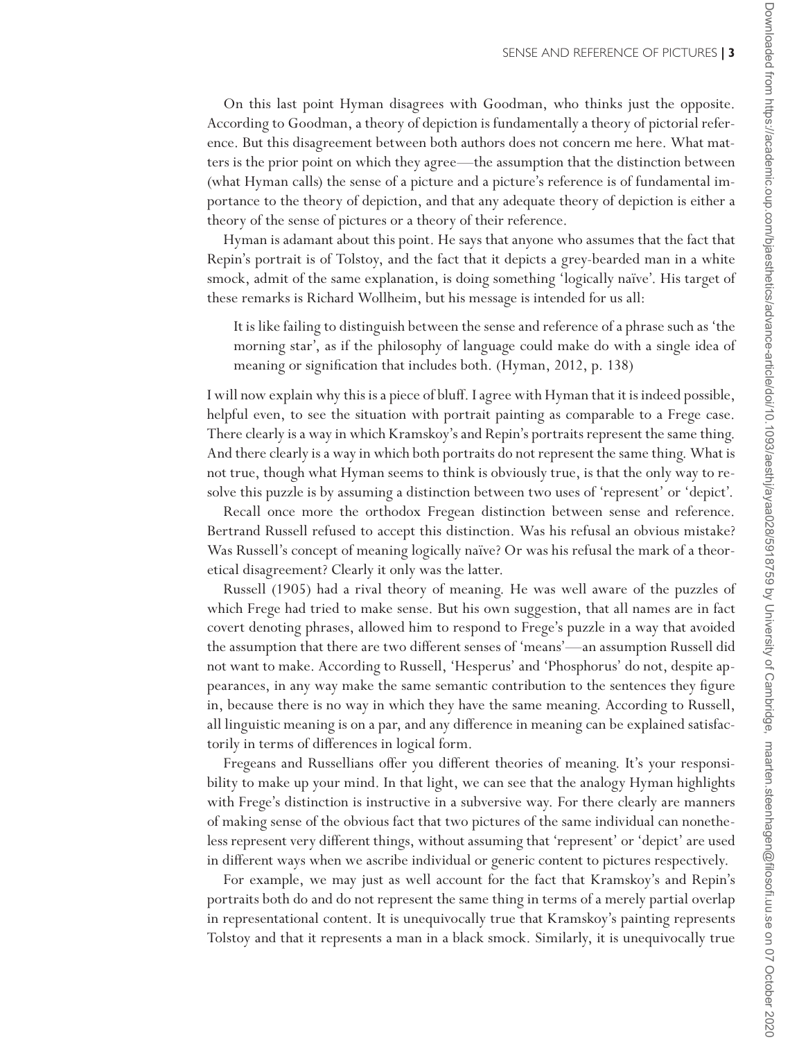On this last point Hyman disagrees with Goodman, who thinks just the opposite. According to Goodman, a theory of depiction is fundamentally a theory of pictorial reference. But this disagreement between both authors does not concern me here. What matters is the prior point on which they agree—the assumption that the distinction between (what Hyman calls) the sense of a picture and a picture's reference is of fundamental importance to the theory of depiction, and that any adequate theory of depiction is either a theory of the sense of pictures or a theory of their reference.

Hyman is adamant about this point. He says that anyone who assumes that the fact that Repin's portrait is of Tolstoy, and the fact that it depicts a grey-bearded man in a white smock, admit of the same explanation, is doing something 'logically naïve'. His target of these remarks is Richard Wollheim, but his message is intended for us all:

> It is like failing to distinguish between the sense and reference of a phrase such as 'the morning star', as if the philosophy of language could make do with a single idea of meaning or signification that includes both. (Hyman, 2012, p. 138)

I will now explain why this is a piece of bluff. I agree with Hyman that it is indeed possible, helpful even, to see the situation with portrait painting as comparable to a Frege case. There clearly is a way in which Kramskoy's and Repin's portraits represent the same thing. And there clearly is a way in which both portraits do not represent the same thing. What is not true, though what Hyman seems to think is obviously true, is that the only way to resolve this puzzle is by assuming a distinction between two uses of 'represent' or 'depict'.

Recall once more the orthodox Fregean distinction between sense and reference. Bertrand Russell refused to accept this distinction. Was his refusal an obvious mistake? Was Russell's concept of meaning logically naïve? Or was his refusal the mark of a theoretical disagreement? Clearly it only was the latter.

Russell (1905) had a rival theory of meaning. He was well aware of the puzzles of which Frege had tried to make sense. But his own suggestion, that all names are in fact covert denoting phrases, allowed him to respond to Frege's puzzle in a way that avoided the assumption that there are two different senses of 'means'—an assumption Russell did not want to make. According to Russell, 'Hesperus' and 'Phosphorus' do not, despite appearances, in any way make the same semantic contribution to the sentences they figure in, because there is no way in which they have the same meaning. According to Russell, all linguistic meaning is on a par, and any difference in meaning can be explained satisfactorily in terms of differences in logical form.

Fregeans and Russellians offer you different theories of meaning. It's your responsibility to make up your mind. In that light, we can see that the analogy Hyman highlights with Frege's distinction is instructive in a subversive way. For there clearly are manners of making sense of the obvious fact that two pictures of the same individual can nonetheless represent very different things, without assuming that 'represent' or 'depict' are used in different ways when we ascribe individual or generic content to pictures respectively.

For example, we may just as well account for the fact that Kramskoy's and Repin's portraits both do and do not represent the same thing in terms of a merely partial overlap in representational content. It is unequivocally true that Kramskoy's painting represents Tolstoy and that it represents a man in a black smock. Similarly, it is unequivocally true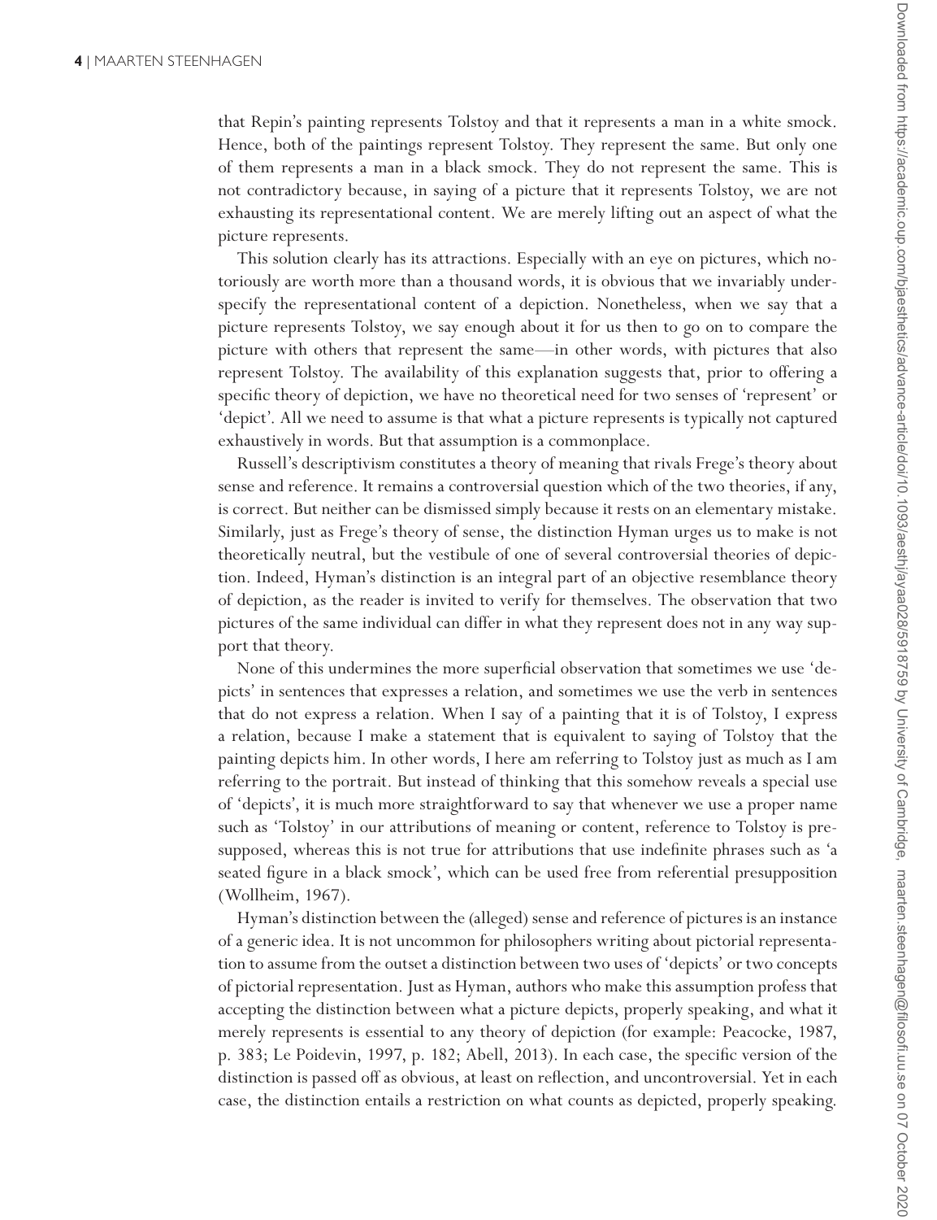that Repin's painting represents Tolstoy and that it represents a man in a white smock. Hence, both of the paintings represent Tolstoy. They represent the same. But only one of them represents a man in a black smock. They do not represent the same. This is not contradictory because, in saying of a picture that it represents Tolstoy, we are not exhausting its representational content. We are merely lifting out an aspect of what the picture represents.

This solution clearly has its attractions. Especially with an eye on pictures, which notoriously are worth more than a thousand words, it is obvious that we invariably underspecify the representational content of a depiction. Nonetheless, when we say that a picture represents Tolstoy, we say enough about it for us then to go on to compare the picture with others that represent the same—in other words, with pictures that also represent Tolstoy. The availability of this explanation suggests that, prior to offering a specific theory of depiction, we have no theoretical need for two senses of 'represent' or 'depict'. All we need to assume is that what a picture represents is typically not captured exhaustively in words. But that assumption is a commonplace.

Russell's descriptivism constitutes a theory of meaning that rivals Frege's theory about sense and reference. It remains a controversial question which of the two theories, if any, is correct. But neither can be dismissed simply because it rests on an elementary mistake. Similarly, just as Frege's theory of sense, the distinction Hyman urges us to make is not theoretically neutral, but the vestibule of one of several controversial theories of depiction. Indeed, Hyman's distinction is an integral part of an objective resemblance theory of depiction, as the reader is invited to verify for themselves. The observation that two pictures of the same individual can differ in what they represent does not in any way support that theory.

None of this undermines the more superficial observation that sometimes we use 'depicts' in sentences that expresses a relation, and sometimes we use the verb in sentences that do not express a relation. When I say of a painting that it is of Tolstoy, I express a relation, because I make a statement that is equivalent to saying of Tolstoy that the painting depicts him. In other words, I here am referring to Tolstoy just as much as I am referring to the portrait. But instead of thinking that this somehow reveals a special use of 'depicts', it is much more straightforward to say that whenever we use a proper name such as 'Tolstoy' in our attributions of meaning or content, reference to Tolstoy is presupposed, whereas this is not true for attributions that use indefinite phrases such as 'a seated figure in a black smock', which can be used free from referential presupposition (Wollheim, 1967).

Hyman's distinction between the (alleged) sense and reference of pictures is an instance of a generic idea. It is not uncommon for philosophers writing about pictorial representation to assume from the outset a distinction between two uses of 'depicts' or two concepts of pictorial representation. Just as Hyman, authors who make this assumption profess that accepting the distinction between what a picture depicts, properly speaking, and what it merely represents is essential to any theory of depiction (for example: Peacocke, 1987, p. 383; Le Poidevin, 1997, p. 182; Abell, 2013). In each case, the specific version of the distinction is passed off as obvious, at least on reflection, and uncontroversial. Yet in each case, the distinction entails a restriction on what counts as depicted, properly speaking.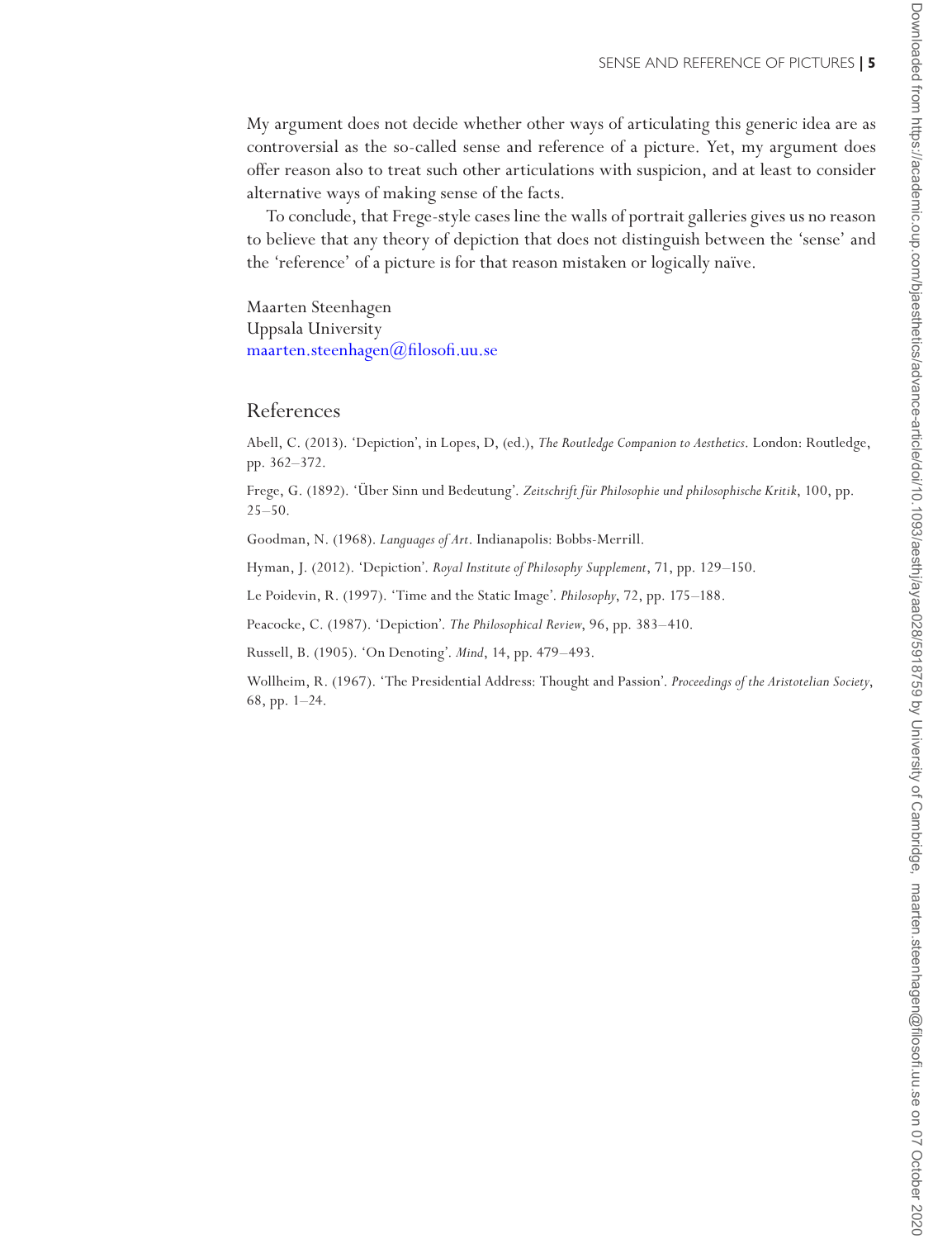My argument does not decide whether other ways of articulating this generic idea are as controversial as the so-called sense and reference of a picture. Yet, my argument does offer reason also to treat such other articulations with suspicion, and at least to consider alternative ways of making sense of the facts.

To conclude, that Frege-style cases line the walls of portrait galleries gives us no reason to believe that any theory of depiction that does not distinguish between the 'sense' and the 'reference' of a picture is for that reason mistaken or logically naïve.

Maarten Steenhagen
Uppsala University
maarten.steenhagen@filosofi.uu.se

## References

Abell, C. (2013). 'Depiction', in Lopes, D, (ed.), *The Routledge Companion to Aesthetics*. London: Routledge, pp. 362–372.

Frege, G. (1892). 'Über Sinn und Bedeutung'. *Zeitschrift für Philosophie und philosophische Kritik*, 100, pp. 25–50.

Goodman, N. (1968). *Languages of Art*. Indianapolis: Bobbs-Merrill.

Hyman, J. (2012). 'Depiction'. *Royal Institute of Philosophy Supplement*, 71, pp. 129–150.

Le Poidevin, R. (1997). 'Time and the Static Image'. *Philosophy*, 72, pp. 175–188.

Peacocke, C. (1987). 'Depiction'. *The Philosophical Review*, 96, pp. 383–410.

Russell, B. (1905). 'On Denoting'. *Mind*, 14, pp. 479–493.

Wollheim, R. (1967). 'The Presidential Address: Thought and Passion'. *Proceedings of the Aristotelian Society*, 68, pp. 1–24.